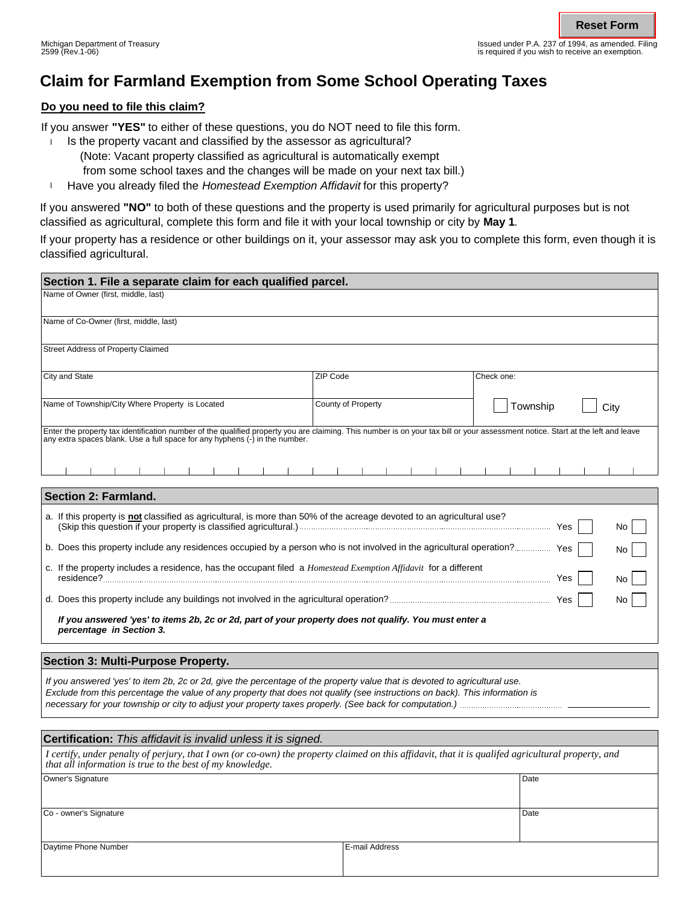Reset Form

Michigan Department of Treasury
2599 (Rev.1-06)

Issued under P.A. 237 of 1994, as amended. Filing is required if you wish to receive an exemption.

# Claim for Farmland Exemption from Some School Operating Taxes

## Do you need to file this claim?

If you answer **"YES"** to either of these questions, you do NOT need to file this form.

- Is the property vacant and classified by the assessor as agricultural?
  (Note: Vacant property classified as agricultural is automatically exempt from some school taxes and the changes will be made on your next tax bill.)
- Have you already filed the *Homestead Exemption Affidavit* for this property?

If you answered **"NO"** to both of these questions and the property is used primarily for agricultural purposes but is not classified as agricultural, complete this form and file it with your local township or city by **May 1**.

If your property has a residence or other buildings on it, your assessor may ask you to complete this form, even though it is classified agricultural.

## Section 1. File a separate claim for each qualified parcel.

| | | |
|---|---|---|
| Name of Owner (first, middle, last) | | |
| Name of Co-Owner (first, middle, last) | | |
| Street Address of Property Claimed | | |
| City and State | ZIP Code | Check one: |
| Name of Township/City Where Property is Located | County of Property | ☐ Township ☐ City |

Enter the property tax identification number of the qualified property you are claiming. This number is on your tax bill or your assessment notice. Start at the left and leave any extra spaces blank. Use a full space for any hyphens (-) in the number.

## Section 2: Farmland.

a. If this property is **not** classified as agricultural, is more than 50% of the acreage devoted to an agricultural use? (Skip this question if your property is classified agricultural.) .......... Yes ☐ No ☐

b. Does this property include any residences occupied by a person who is not involved in the agricultural operation? .......... Yes ☐ No ☐

c. If the property includes a residence, has the occupant filed a *Homestead Exemption Affidavit* for a different residence? .......... Yes ☐ No ☐

d. Does this property include any buildings not involved in the agricultural operation? .......... Yes ☐ No ☐

***If you answered 'yes' to items 2b, 2c or 2d, part of your property does not qualify. You must enter a percentage in Section 3.***

## Section 3: Multi-Purpose Property.

*If you answered 'yes' to item 2b, 2c or 2d, give the percentage of the property value that is devoted to agricultural use. Exclude from this percentage the value of any property that does not qualify (see instructions on back). This information is necessary for your township or city to adjust your property taxes properly. (See back for computation.)* .......... ________

## Certification: *This affidavit is invalid unless it is signed.*

*I certify, under penalty of perjury, that I own (or co-own) the property claimed on this affidavit, that it is qualifed agricultural property, and that all information is true to the best of my knowledge.*

| | |
|---|---|
| Owner's Signature | Date |
| Co - owner's Signature | Date |
| Daytime Phone Number | E-mail Address |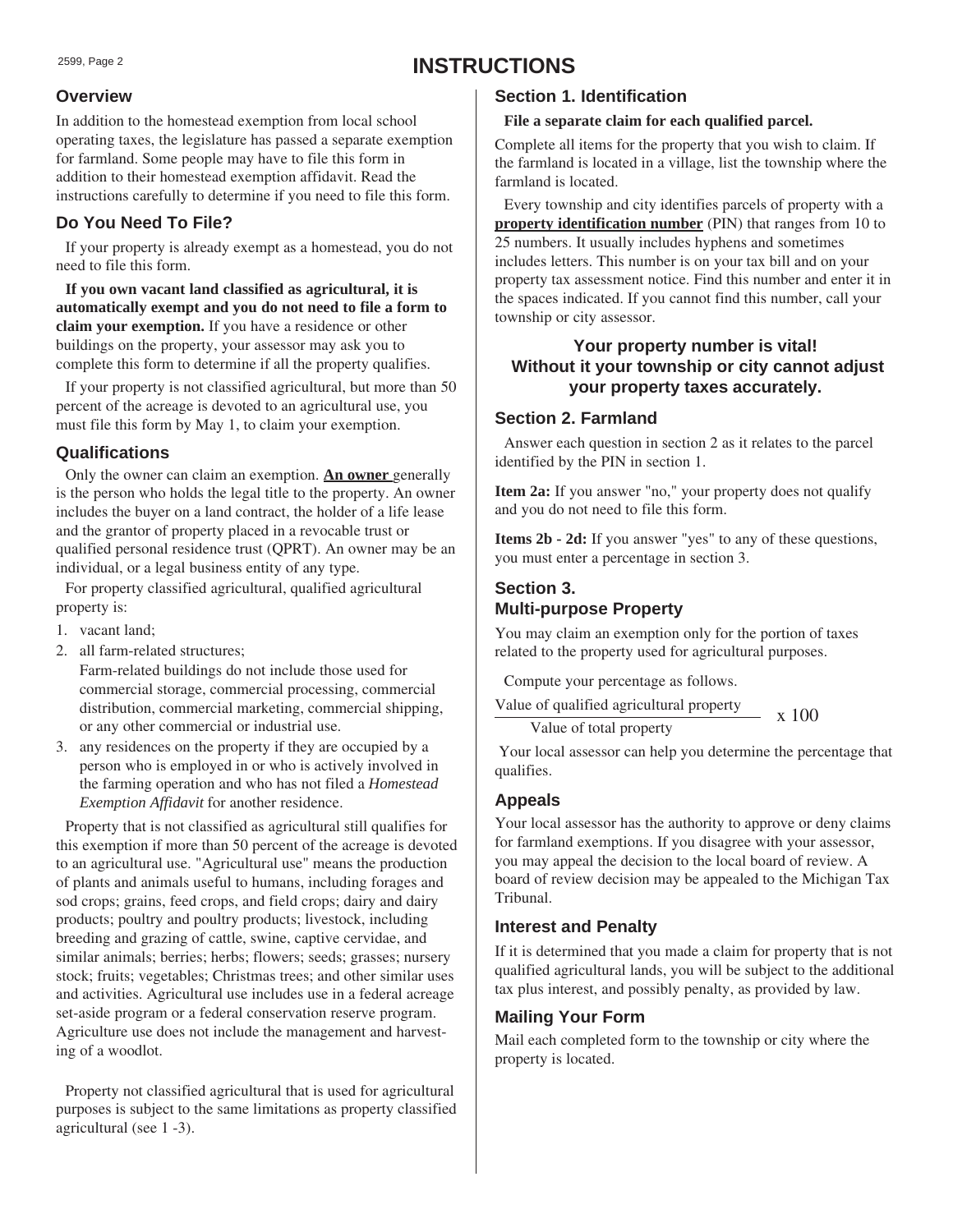# INSTRUCTIONS

## Overview

In addition to the homestead exemption from local school operating taxes, the legislature has passed a separate exemption for farmland. Some people may have to file this form in addition to their homestead exemption affidavit. Read the instructions carefully to determine if you need to file this form.

## Do You Need To File?

If your property is already exempt as a homestead, you do not need to file this form.

**If you own vacant land classified as agricultural, it is automatically exempt and you do not need to file a form to claim your exemption.** If you have a residence or other buildings on the property, your assessor may ask you to complete this form to determine if all the property qualifies.

If your property is not classified agricultural, but more than 50 percent of the acreage is devoted to an agricultural use, you must file this form by May 1, to claim your exemption.

## Qualifications

Only the owner can claim an exemption. **An owner** generally is the person who holds the legal title to the property. An owner includes the buyer on a land contract, the holder of a life lease and the grantor of property placed in a revocable trust or qualified personal residence trust (QPRT). An owner may be an individual, or a legal business entity of any type.

For property classified agricultural, qualified agricultural property is:

1. vacant land;
2. all farm-related structures;
   Farm-related buildings do not include those used for commercial storage, commercial processing, commercial distribution, commercial marketing, commercial shipping, or any other commercial or industrial use.
3. any residences on the property if they are occupied by a person who is employed in or who is actively involved in the farming operation and who has not filed a *Homestead Exemption Affidavit* for another residence.

Property that is not classified as agricultural still qualifies for this exemption if more than 50 percent of the acreage is devoted to an agricultural use. "Agricultural use" means the production of plants and animals useful to humans, including forages and sod crops; grains, feed crops, and field crops; dairy and dairy products; poultry and poultry products; livestock, including breeding and grazing of cattle, swine, captive cervidae, and similar animals; berries; herbs; flowers; seeds; grasses; nursery stock; fruits; vegetables; Christmas trees; and other similar uses and activities. Agricultural use includes use in a federal acreage set-aside program or a federal conservation reserve program. Agriculture use does not include the management and harvesting of a woodlot.

Property not classified agricultural that is used for agricultural purposes is subject to the same limitations as property classified agricultural (see 1 -3).

## Section 1. Identification

**File a separate claim for each qualified parcel.**

Complete all items for the property that you wish to claim. If the farmland is located in a village, list the township where the farmland is located.

Every township and city identifies parcels of property with a **property identification number** (PIN) that ranges from 10 to 25 numbers. It usually includes hyphens and sometimes includes letters. This number is on your tax bill and on your property tax assessment notice. Find this number and enter it in the spaces indicated. If you cannot find this number, call your township or city assessor.

**Your property number is vital!
Without it your township or city cannot adjust your property taxes accurately.**

## Section 2. Farmland

Answer each question in section 2 as it relates to the parcel identified by the PIN in section 1.

**Item 2a:** If you answer "no," your property does not qualify and you do not need to file this form.

**Items 2b - 2d:** If you answer "yes" to any of these questions, you must enter a percentage in section 3.

## Section 3. Multi-purpose Property

You may claim an exemption only for the portion of taxes related to the property used for agricultural purposes.

Compute your percentage as follows.

$$\frac{\text{Value of qualified agricultural property}}{\text{Value of total property}} \times 100$$

Your local assessor can help you determine the percentage that qualifies.

## Appeals

Your local assessor has the authority to approve or deny claims for farmland exemptions. If you disagree with your assessor, you may appeal the decision to the local board of review. A board of review decision may be appealed to the Michigan Tax Tribunal.

## Interest and Penalty

If it is determined that you made a claim for property that is not qualified agricultural lands, you will be subject to the additional tax plus interest, and possibly penalty, as provided by law.

## Mailing Your Form

Mail each completed form to the township or city where the property is located.